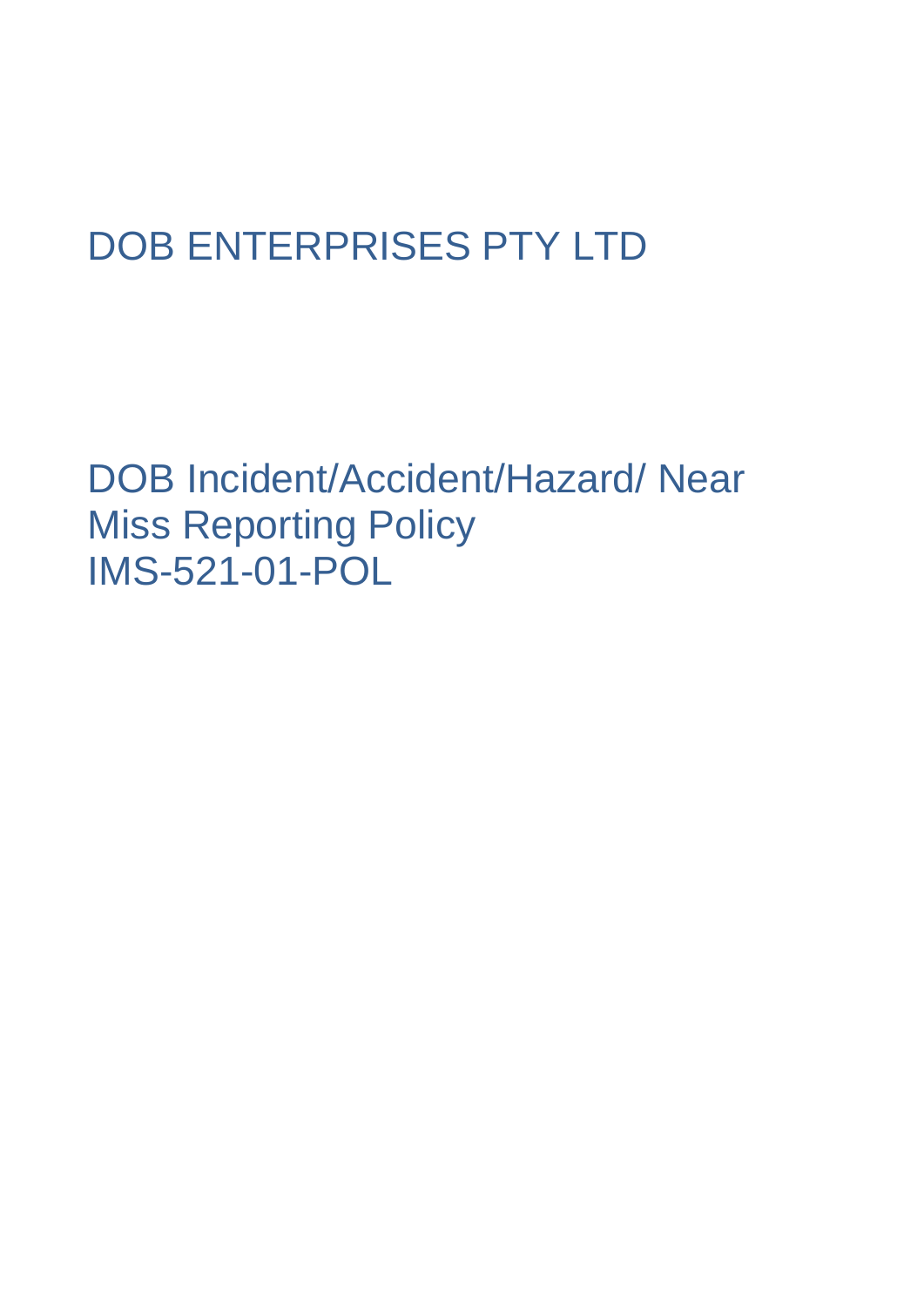# DOB ENTERPRISES PTY LTD

# DOB Incident/Accident/Hazard/ Near Miss Reporting Policy IMS-521-01-POL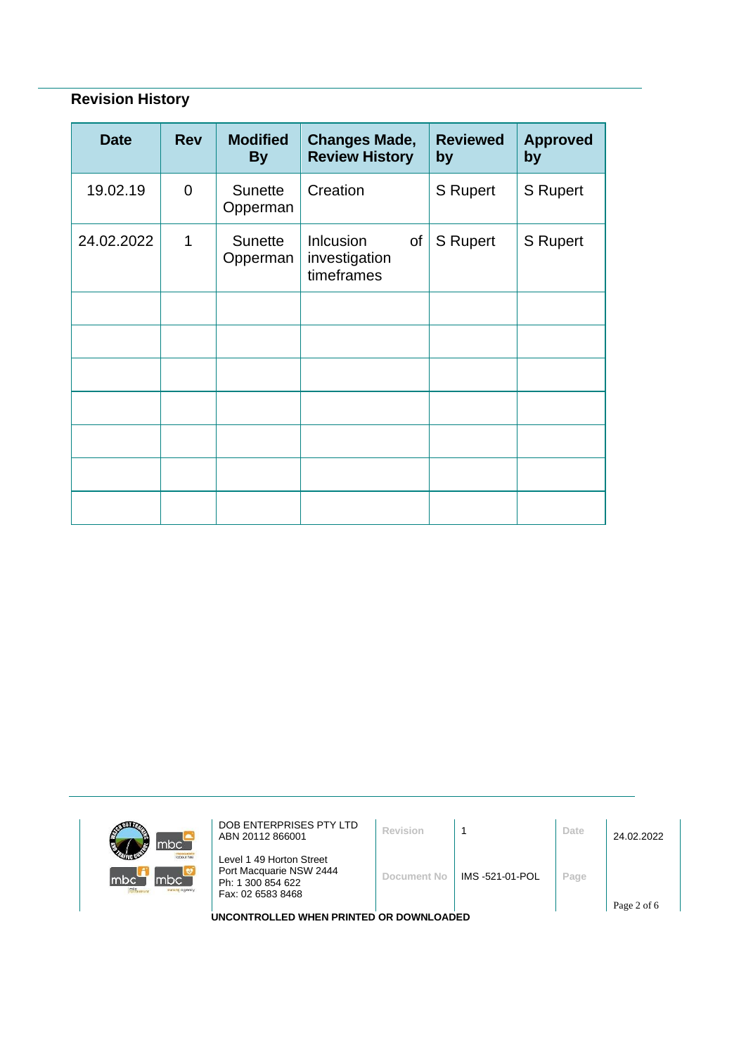## Revision History

| Date | Rev | Modified By | Changes Made, Review History | Reviewed by | Approved by |
|---|---|---|---|---|---|
| 19.02.19 | 0 | Sunette Opperman | Creation | S Rupert | S Rupert |
| 24.02.2022 | 1 | Sunette Opperman | Inlcusion of investigation timeframes | S Rupert | S Rupert |
| | | | | | |
| | | | | | |
| | | | | | |
| | | | | | |
| | | | | | |
| | | | | | |
| | | | | | |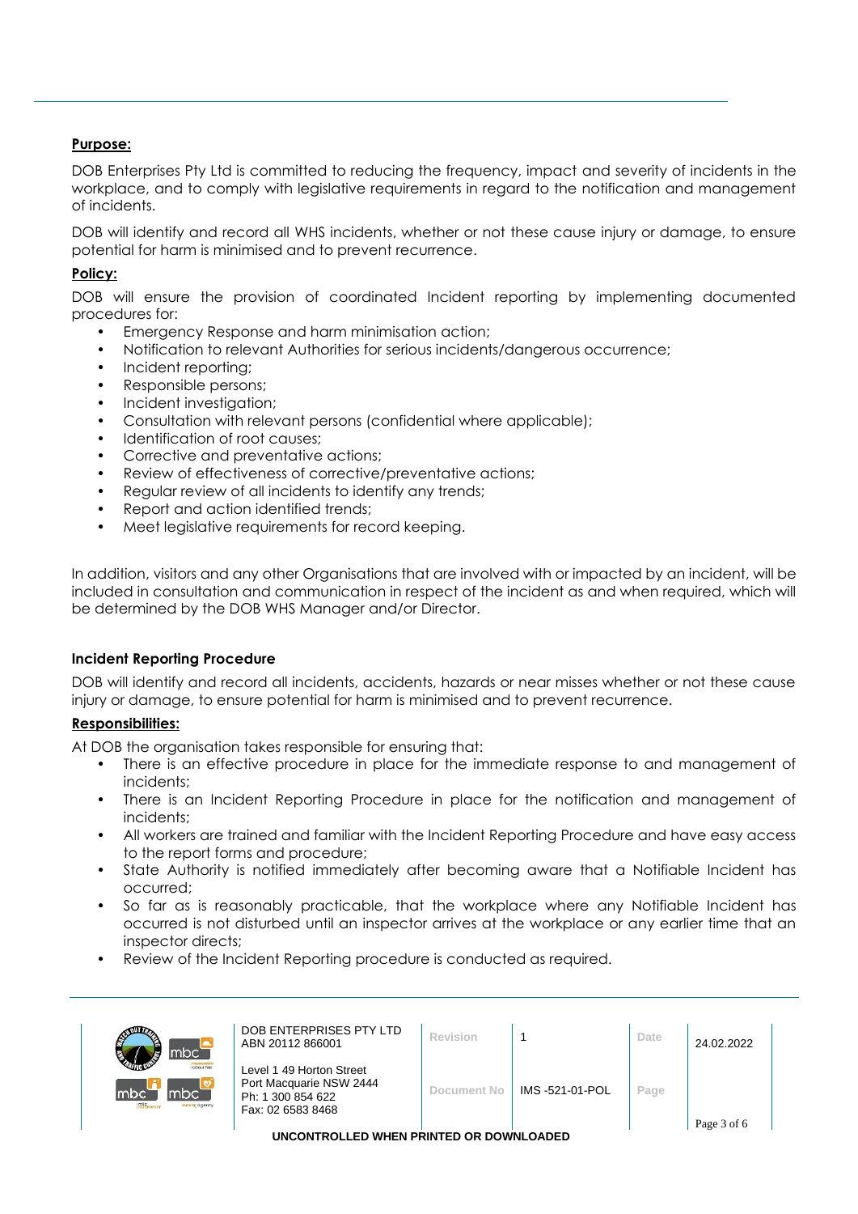**Purpose:**

DOB Enterprises Pty Ltd is committed to reducing the frequency, impact and severity of incidents in the workplace, and to comply with legislative requirements in regard to the notification and management of incidents.

DOB will identify and record all WHS incidents, whether or not these cause injury or damage, to ensure potential for harm is minimised and to prevent recurrence.

**Policy:**

DOB will ensure the provision of coordinated Incident reporting by implementing documented procedures for:

- Emergency Response and harm minimisation action;
- Notification to relevant Authorities for serious incidents/dangerous occurrence;
- Incident reporting;
- Responsible persons;
- Incident investigation;
- Consultation with relevant persons (confidential where applicable);
- Identification of root causes;
- Corrective and preventative actions;
- Review of effectiveness of corrective/preventative actions;
- Regular review of all incidents to identify any trends;
- Report and action identified trends;
- Meet legislative requirements for record keeping.

In addition, visitors and any other Organisations that are involved with or impacted by an incident, will be included in consultation and communication in respect of the incident as and when required, which will be determined by the DOB WHS Manager and/or Director.

**Incident Reporting Procedure**

DOB will identify and record all incidents, accidents, hazards or near misses whether or not these cause injury or damage, to ensure potential for harm is minimised and to prevent recurrence.

**Responsibilities:**

At DOB the organisation takes responsible for ensuring that:

- There is an effective procedure in place for the immediate response to and management of incidents;
- There is an Incident Reporting Procedure in place for the notification and management of incidents;
- All workers are trained and familiar with the Incident Reporting Procedure and have easy access to the report forms and procedure;
- State Authority is notified immediately after becoming aware that a Notifiable Incident has occurred;
- So far as is reasonably practicable, that the workplace where any Notifiable Incident has occurred is not disturbed until an inspector arrives at the workplace or any earlier time that an inspector directs;
- Review of the Incident Reporting procedure is conducted as required.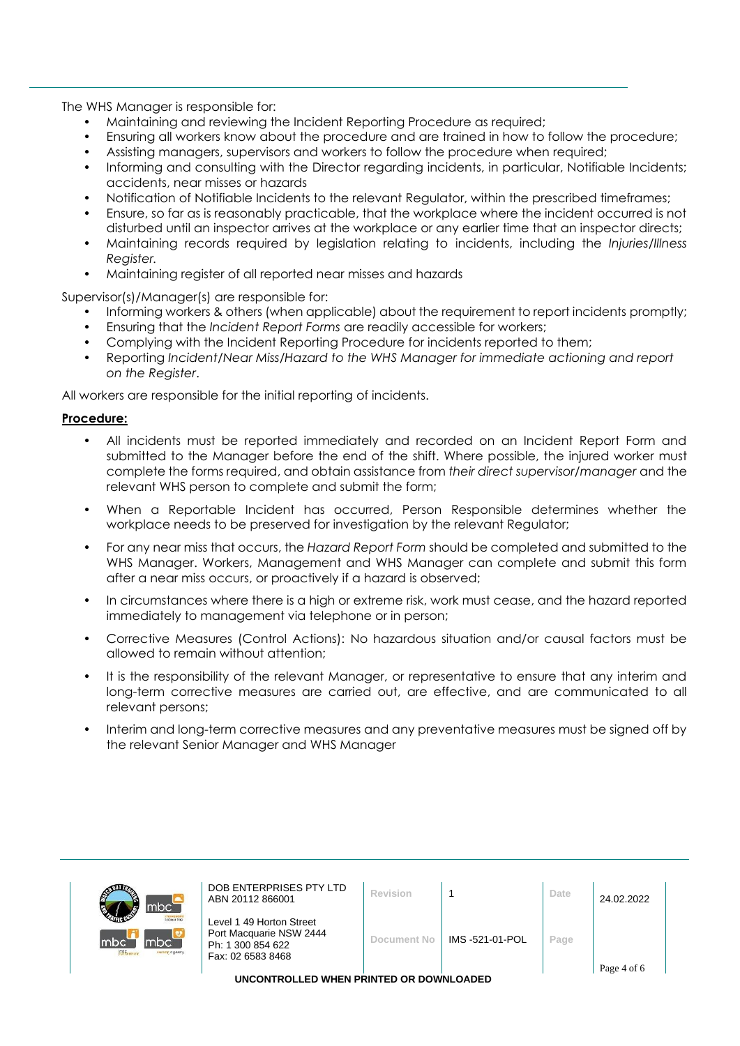The WHS Manager is responsible for:

- Maintaining and reviewing the Incident Reporting Procedure as required;
- Ensuring all workers know about the procedure and are trained in how to follow the procedure;
- Assisting managers, supervisors and workers to follow the procedure when required;
- Informing and consulting with the Director regarding incidents, in particular, Notifiable Incidents; accidents, near misses or hazards
- Notification of Notifiable Incidents to the relevant Regulator, within the prescribed timeframes;
- Ensure, so far as is reasonably practicable, that the workplace where the incident occurred is not disturbed until an inspector arrives at the workplace or any earlier time that an inspector directs;
- Maintaining records required by legislation relating to incidents, including the *Injuries/Illness Register.*
- Maintaining register of all reported near misses and hazards

Supervisor(s)/Manager(s) are responsible for:

- Informing workers & others (when applicable) about the requirement to report incidents promptly;
- Ensuring that the *Incident Report Forms* are readily accessible for workers;
- Complying with the Incident Reporting Procedure for incidents reported to them;
- Reporting *Incident/Near Miss/Hazard to the WHS Manager for immediate actioning and report on the Register*.

All workers are responsible for the initial reporting of incidents.

**Procedure:**

- All incidents must be reported immediately and recorded on an Incident Report Form and submitted to the Manager before the end of the shift. Where possible, the injured worker must complete the forms required, and obtain assistance from *their direct supervisor/manager* and the relevant WHS person to complete and submit the form;
- When a Reportable Incident has occurred, Person Responsible determines whether the workplace needs to be preserved for investigation by the relevant Regulator;
- For any near miss that occurs, the *Hazard Report Form* should be completed and submitted to the WHS Manager. Workers, Management and WHS Manager can complete and submit this form after a near miss occurs, or proactively if a hazard is observed;
- In circumstances where there is a high or extreme risk, work must cease, and the hazard reported immediately to management via telephone or in person;
- Corrective Measures (Control Actions): No hazardous situation and/or causal factors must be allowed to remain without attention;
- It is the responsibility of the relevant Manager, or representative to ensure that any interim and long-term corrective measures are carried out, are effective, and are communicated to all relevant persons;
- Interim and long-term corrective measures and any preventative measures must be signed off by the relevant Senior Manager and WHS Manager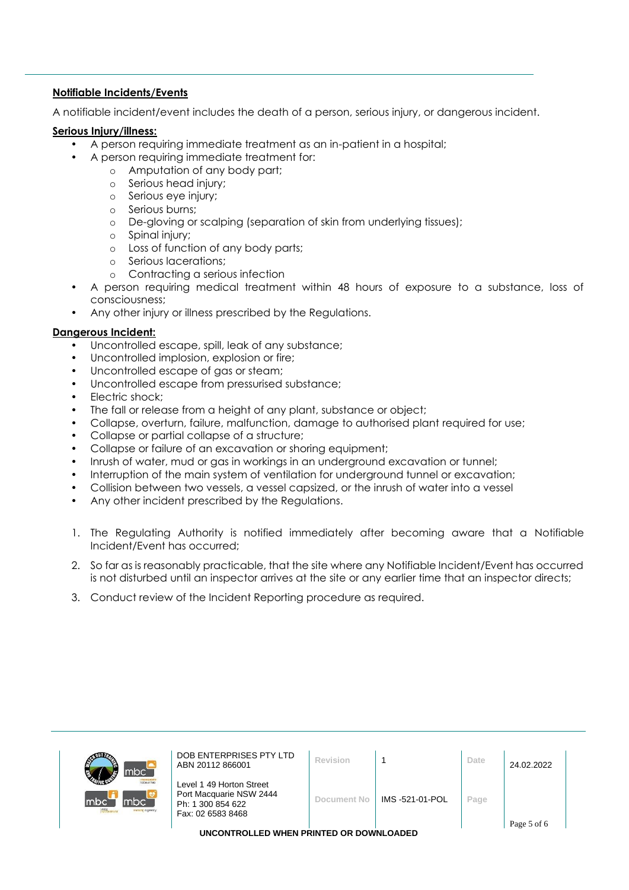## Notifiable Incidents/Events

A notifiable incident/event includes the death of a person, serious injury, or dangerous incident.

### Serious Injury/illness:

- A person requiring immediate treatment as an in-patient in a hospital;
- A person requiring immediate treatment for:
  - Amputation of any body part;
  - Serious head injury;
  - Serious eye injury;
  - Serious burns;
  - De-gloving or scalping (separation of skin from underlying tissues);
  - Spinal injury;
  - Loss of function of any body parts;
  - Serious lacerations;
  - Contracting a serious infection
- A person requiring medical treatment within 48 hours of exposure to a substance, loss of consciousness;
- Any other injury or illness prescribed by the Regulations.

### Dangerous Incident:

- Uncontrolled escape, spill, leak of any substance;
- Uncontrolled implosion, explosion or fire;
- Uncontrolled escape of gas or steam;
- Uncontrolled escape from pressurised substance;
- Electric shock;
- The fall or release from a height of any plant, substance or object;
- Collapse, overturn, failure, malfunction, damage to authorised plant required for use;
- Collapse or partial collapse of a structure;
- Collapse or failure of an excavation or shoring equipment;
- Inrush of water, mud or gas in workings in an underground excavation or tunnel;
- Interruption of the main system of ventilation for underground tunnel or excavation;
- Collision between two vessels, a vessel capsized, or the inrush of water into a vessel
- Any other incident prescribed by the Regulations.

1. The Regulating Authority is notified immediately after becoming aware that a Notifiable Incident/Event has occurred;
2. So far as is reasonably practicable, that the site where any Notifiable Incident/Event has occurred is not disturbed until an inspector arrives at the site or any earlier time that an inspector directs;
3. Conduct review of the Incident Reporting procedure as required.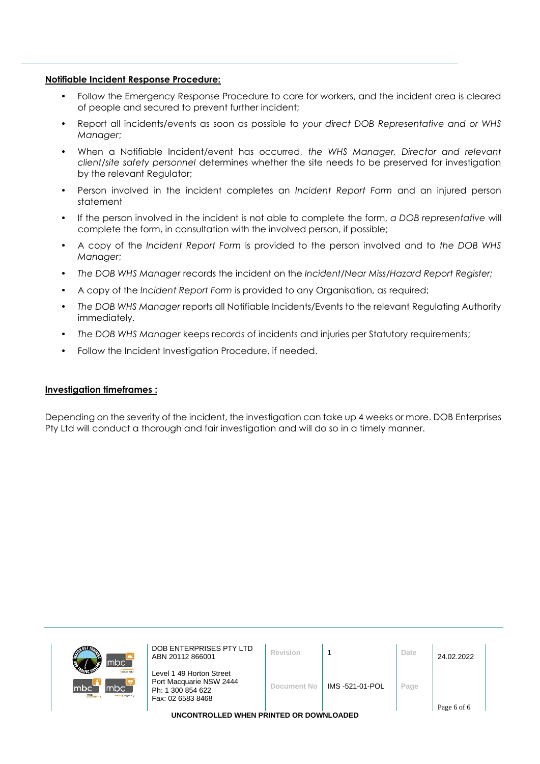**Notifiable Incident Response Procedure:**

- Follow the Emergency Response Procedure to care for workers, and the incident area is cleared of people and secured to prevent further incident;
- Report all incidents/events as soon as possible to *your direct DOB Representative and or WHS Manager*;
- When a Notifiable Incident/event has occurred, *the WHS Manager, Director and relevant client/site safety personnel* determines whether the site needs to be preserved for investigation by the relevant Regulator;
- Person involved in the incident completes an *Incident Report Form* and an injured person statement
- If the person involved in the incident is not able to complete the form, *a DOB representative* will complete the form, in consultation with the involved person, if possible;
- A copy of the *Incident Report Form* is provided to the person involved and to *the DOB WHS Manager*;
- *The DOB WHS Manager* records the incident on the *Incident/Near Miss/Hazard Report Register;*
- A copy of the *Incident Report Form* is provided to any Organisation, as required;
- *The DOB WHS Manager* reports all Notifiable Incidents/Events to the relevant Regulating Authority immediately.
- *The DOB WHS Manager* keeps records of incidents and injuries per Statutory requirements;
- Follow the Incident Investigation Procedure, if needed.

**Investigation timeframes :**

Depending on the severity of the incident, the investigation can take up 4 weeks or more. DOB Enterprises Pty Ltd will conduct a thorough and fair investigation and will do so in a timely manner.